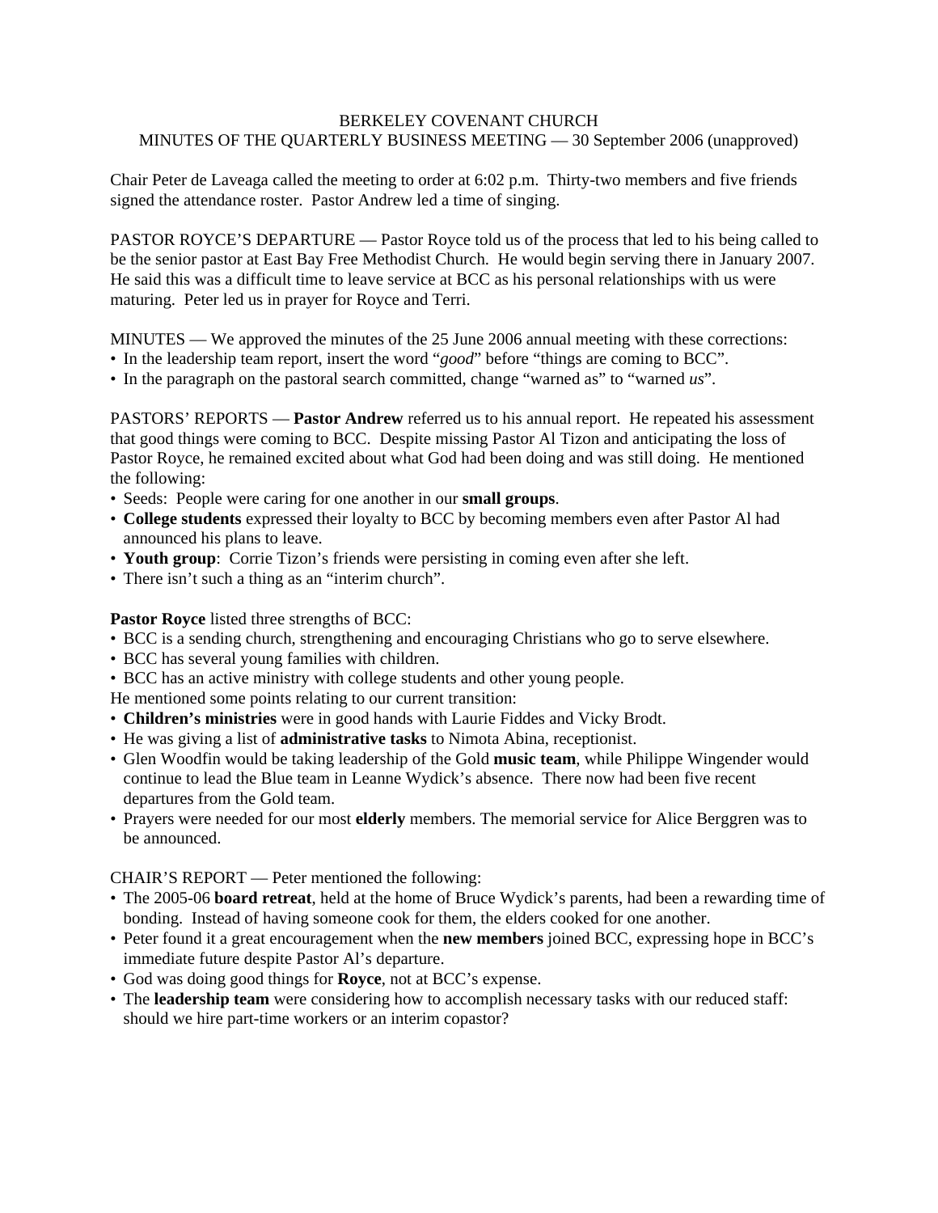BERKELEY COVENANT CHURCH
MINUTES OF THE QUARTERLY BUSINESS MEETING — 30 September 2006 (unapproved)

Chair Peter de Laveaga called the meeting to order at 6:02 p.m. Thirty-two members and five friends signed the attendance roster. Pastor Andrew led a time of singing.

PASTOR ROYCE'S DEPARTURE — Pastor Royce told us of the process that led to his being called to be the senior pastor at East Bay Free Methodist Church. He would begin serving there in January 2007. He said this was a difficult time to leave service at BCC as his personal relationships with us were maturing. Peter led us in prayer for Royce and Terri.

MINUTES — We approved the minutes of the 25 June 2006 annual meeting with these corrections:
- In the leadership team report, insert the word "*good*" before "things are coming to BCC".
- In the paragraph on the pastoral search committed, change "warned as" to "warned *us*".

PASTORS' REPORTS — **Pastor Andrew** referred us to his annual report. He repeated his assessment that good things were coming to BCC. Despite missing Pastor Al Tizon and anticipating the loss of Pastor Royce, he remained excited about what God had been doing and was still doing. He mentioned the following:
- Seeds: People were caring for one another in our **small groups**.
- **College students** expressed their loyalty to BCC by becoming members even after Pastor Al had announced his plans to leave.
- **Youth group**: Corrie Tizon's friends were persisting in coming even after she left.
- There isn't such a thing as an "interim church".

**Pastor Royce** listed three strengths of BCC:
- BCC is a sending church, strengthening and encouraging Christians who go to serve elsewhere.
- BCC has several young families with children.
- BCC has an active ministry with college students and other young people.

He mentioned some points relating to our current transition:
- **Children's ministries** were in good hands with Laurie Fiddes and Vicky Brodt.
- He was giving a list of **administrative tasks** to Nimota Abina, receptionist.
- Glen Woodfin would be taking leadership of the Gold **music team**, while Philippe Wingender would continue to lead the Blue team in Leanne Wydick's absence. There now had been five recent departures from the Gold team.
- Prayers were needed for our most **elderly** members. The memorial service for Alice Berggren was to be announced.

CHAIR'S REPORT — Peter mentioned the following:
- The 2005-06 **board retreat**, held at the home of Bruce Wydick's parents, had been a rewarding time of bonding. Instead of having someone cook for them, the elders cooked for one another.
- Peter found it a great encouragement when the **new members** joined BCC, expressing hope in BCC's immediate future despite Pastor Al's departure.
- God was doing good things for **Royce**, not at BCC's expense.
- The **leadership team** were considering how to accomplish necessary tasks with our reduced staff: should we hire part-time workers or an interim copastor?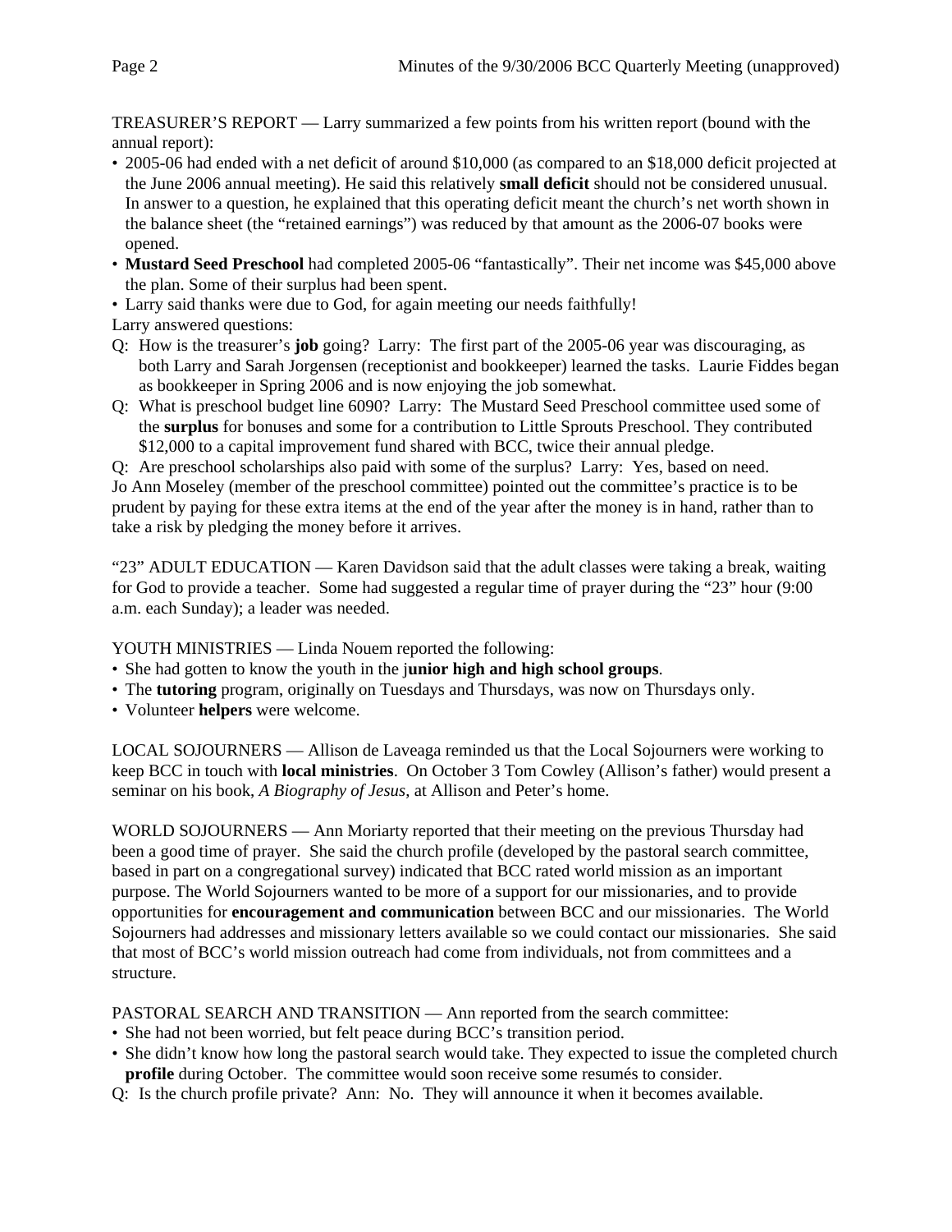TREASURER'S REPORT — Larry summarized a few points from his written report (bound with the annual report):

- 2005-06 had ended with a net deficit of around $10,000 (as compared to an $18,000 deficit projected at the June 2006 annual meeting). He said this relatively **small deficit** should not be considered unusual. In answer to a question, he explained that this operating deficit meant the church's net worth shown in the balance sheet (the "retained earnings") was reduced by that amount as the 2006-07 books were opened.
- **Mustard Seed Preschool** had completed 2005-06 "fantastically". Their net income was $45,000 above the plan. Some of their surplus had been spent.
- Larry said thanks were due to God, for again meeting our needs faithfully!

Larry answered questions:

Q: How is the treasurer's **job** going? Larry: The first part of the 2005-06 year was discouraging, as both Larry and Sarah Jorgensen (receptionist and bookkeeper) learned the tasks. Laurie Fiddes began as bookkeeper in Spring 2006 and is now enjoying the job somewhat.

Q: What is preschool budget line 6090? Larry: The Mustard Seed Preschool committee used some of the **surplus** for bonuses and some for a contribution to Little Sprouts Preschool. They contributed $12,000 to a capital improvement fund shared with BCC, twice their annual pledge.

Q: Are preschool scholarships also paid with some of the surplus? Larry: Yes, based on need.

Jo Ann Moseley (member of the preschool committee) pointed out the committee's practice is to be prudent by paying for these extra items at the end of the year after the money is in hand, rather than to take a risk by pledging the money before it arrives.

"23" ADULT EDUCATION — Karen Davidson said that the adult classes were taking a break, waiting for God to provide a teacher. Some had suggested a regular time of prayer during the "23" hour (9:00 a.m. each Sunday); a leader was needed.

YOUTH MINISTRIES — Linda Nouem reported the following:

- She had gotten to know the youth in the j**unior high and high school groups**.
- The **tutoring** program, originally on Tuesdays and Thursdays, was now on Thursdays only.
- Volunteer **helpers** were welcome.

LOCAL SOJOURNERS — Allison de Laveaga reminded us that the Local Sojourners were working to keep BCC in touch with **local ministries**. On October 3 Tom Cowley (Allison's father) would present a seminar on his book, *A Biography of Jesus*, at Allison and Peter's home.

WORLD SOJOURNERS — Ann Moriarty reported that their meeting on the previous Thursday had been a good time of prayer. She said the church profile (developed by the pastoral search committee, based in part on a congregational survey) indicated that BCC rated world mission as an important purpose. The World Sojourners wanted to be more of a support for our missionaries, and to provide opportunities for **encouragement and communication** between BCC and our missionaries. The World Sojourners had addresses and missionary letters available so we could contact our missionaries. She said that most of BCC's world mission outreach had come from individuals, not from committees and a structure.

PASTORAL SEARCH AND TRANSITION — Ann reported from the search committee:

- She had not been worried, but felt peace during BCC's transition period.
- She didn't know how long the pastoral search would take. They expected to issue the completed church **profile** during October. The committee would soon receive some resumés to consider.

Q: Is the church profile private? Ann: No. They will announce it when it becomes available.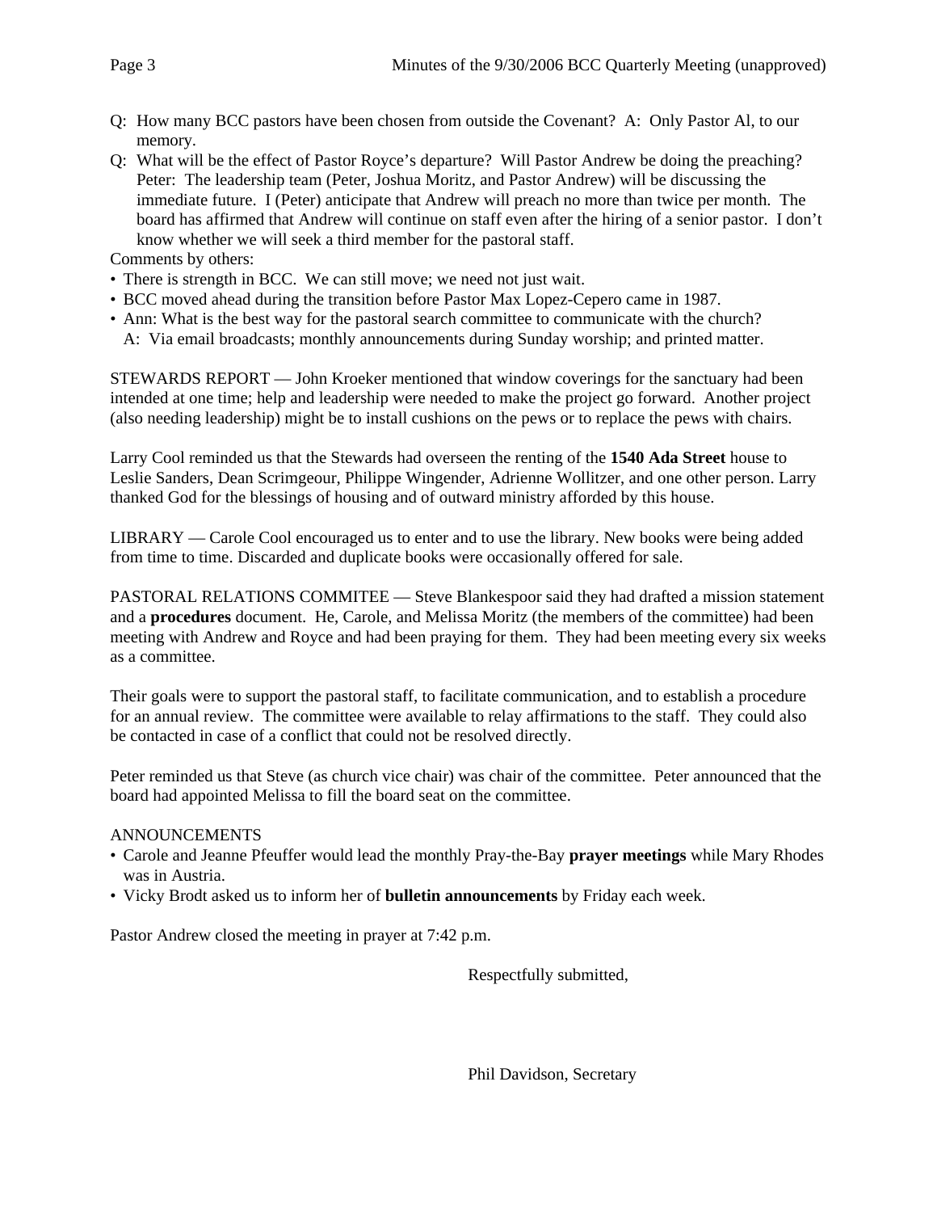Q: How many BCC pastors have been chosen from outside the Covenant? A: Only Pastor Al, to our memory.

Q: What will be the effect of Pastor Royce's departure? Will Pastor Andrew be doing the preaching? Peter: The leadership team (Peter, Joshua Moritz, and Pastor Andrew) will be discussing the immediate future. I (Peter) anticipate that Andrew will preach no more than twice per month. The board has affirmed that Andrew will continue on staff even after the hiring of a senior pastor. I don't know whether we will seek a third member for the pastoral staff.

Comments by others:

- There is strength in BCC. We can still move; we need not just wait.
- BCC moved ahead during the transition before Pastor Max Lopez-Cepero came in 1987.
- Ann: What is the best way for the pastoral search committee to communicate with the church?
  A: Via email broadcasts; monthly announcements during Sunday worship; and printed matter.

STEWARDS REPORT — John Kroeker mentioned that window coverings for the sanctuary had been intended at one time; help and leadership were needed to make the project go forward. Another project (also needing leadership) might be to install cushions on the pews or to replace the pews with chairs.

Larry Cool reminded us that the Stewards had overseen the renting of the **1540 Ada Street** house to Leslie Sanders, Dean Scrimgeour, Philippe Wingender, Adrienne Wollitzer, and one other person. Larry thanked God for the blessings of housing and of outward ministry afforded by this house.

LIBRARY — Carole Cool encouraged us to enter and to use the library. New books were being added from time to time. Discarded and duplicate books were occasionally offered for sale.

PASTORAL RELATIONS COMMITEE — Steve Blankespoor said they had drafted a mission statement and a **procedures** document. He, Carole, and Melissa Moritz (the members of the committee) had been meeting with Andrew and Royce and had been praying for them. They had been meeting every six weeks as a committee.

Their goals were to support the pastoral staff, to facilitate communication, and to establish a procedure for an annual review. The committee were available to relay affirmations to the staff. They could also be contacted in case of a conflict that could not be resolved directly.

Peter reminded us that Steve (as church vice chair) was chair of the committee. Peter announced that the board had appointed Melissa to fill the board seat on the committee.

ANNOUNCEMENTS

- Carole and Jeanne Pfeuffer would lead the monthly Pray-the-Bay **prayer meetings** while Mary Rhodes was in Austria.
- Vicky Brodt asked us to inform her of **bulletin announcements** by Friday each week.

Pastor Andrew closed the meeting in prayer at 7:42 p.m.

Respectfully submitted,

Phil Davidson, Secretary